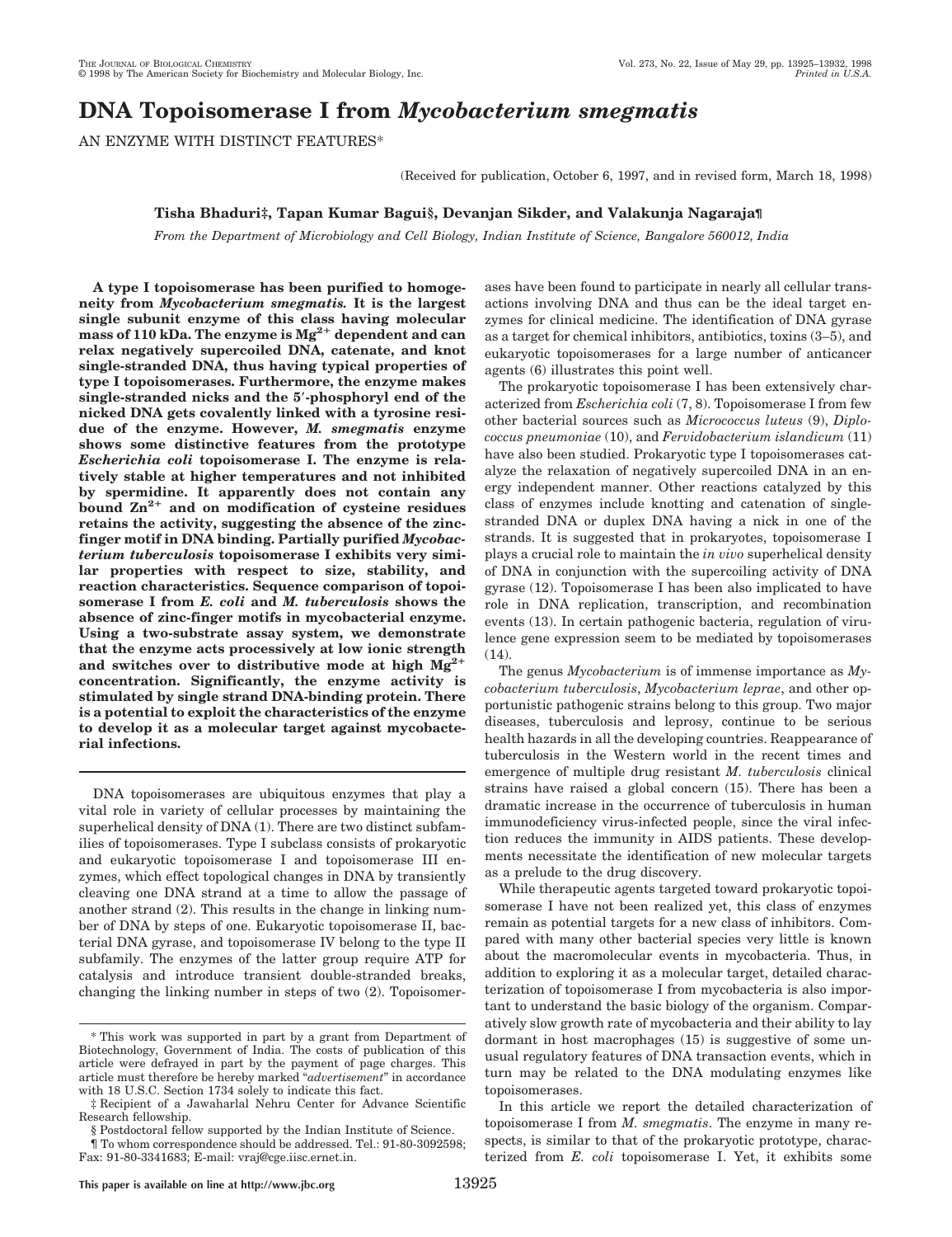# DNA Topoisomerase I from *Mycobacterium smegmatis*

AN ENZYME WITH DISTINCT FEATURES*

(Received for publication, October 6, 1997, and in revised form, March 18, 1998)

**Tisha Bhaduri‡, Tapan Kumar Bagui§, Devanjan Sikder, and Valakunja Nagaraja¶**

*From the Department of Microbiology and Cell Biology, Indian Institute of Science, Bangalore 560012, India*

**A type I topoisomerase has been purified to homogeneity from *Mycobacterium smegmatis.* It is the largest single subunit enzyme of this class having molecular mass of 110 kDa. The enzyme is $Mg^{2+}$ dependent and can relax negatively supercoiled DNA, catenate, and knot single-stranded DNA, thus having typical properties of type I topoisomerases. Furthermore, the enzyme makes single-stranded nicks and the 5′-phosphoryl end of the nicked DNA gets covalently linked with a tyrosine residue of the enzyme. However, *M. smegmatis* enzyme shows some distinctive features from the prototype *Escherichia coli* topoisomerase I. The enzyme is relatively stable at higher temperatures and not inhibited by spermidine. It apparently does not contain any bound $Zn^{2+}$ and on modification of cysteine residues retains the activity, suggesting the absence of the zinc-finger motif in DNA binding. Partially purified *Mycobacterium tuberculosis* topoisomerase I exhibits very similar properties with respect to size, stability, and reaction characteristics. Sequence comparison of topoisomerase I from *E. coli* and *M. tuberculosis* shows the absence of zinc-finger motifs in mycobacterial enzyme. Using a two-substrate assay system, we demonstrate that the enzyme acts processively at low ionic strength and switches over to distributive mode at high $Mg^{2+}$ concentration. Significantly, the enzyme activity is stimulated by single strand DNA-binding protein. There is a potential to exploit the characteristics of the enzyme to develop it as a molecular target against mycobacterial infections.**

DNA topoisomerases are ubiquitous enzymes that play a vital role in variety of cellular processes by maintaining the superhelical density of DNA (1). There are two distinct subfamilies of topoisomerases. Type I subclass consists of prokaryotic and eukaryotic topoisomerase I and topoisomerase III enzymes, which effect topological changes in DNA by transiently cleaving one DNA strand at a time to allow the passage of another strand (2). This results in the change in linking number of DNA by steps of one. Eukaryotic topoisomerase II, bacterial DNA gyrase, and topoisomerase IV belong to the type II subfamily. The enzymes of the latter group require ATP for catalysis and introduce transient double-stranded breaks, changing the linking number in steps of two (2). Topoisomerases have been found to participate in nearly all cellular transactions involving DNA and thus can be the ideal target enzymes for clinical medicine. The identification of DNA gyrase as a target for chemical inhibitors, antibiotics, toxins (3–5), and eukaryotic topoisomerases for a large number of anticancer agents (6) illustrates this point well.

The prokaryotic topoisomerase I has been extensively characterized from *Escherichia coli* (7, 8). Topoisomerase I from few other bacterial sources such as *Micrococcus luteus* (9), *Diplococcus pneumoniae* (10), and *Fervidobacterium islandicum* (11) have also been studied. Prokaryotic type I topoisomerases catalyze the relaxation of negatively supercoiled DNA in an energy independent manner. Other reactions catalyzed by this class of enzymes include knotting and catenation of single-stranded DNA or duplex DNA having a nick in one of the strands. It is suggested that in prokaryotes, topoisomerase I plays a crucial role to maintain the *in vivo* superhelical density of DNA in conjunction with the supercoiling activity of DNA gyrase (12). Topoisomerase I has been also implicated to have role in DNA replication, transcription, and recombination events (13). In certain pathogenic bacteria, regulation of virulence gene expression seem to be mediated by topoisomerases (14).

The genus *Mycobacterium* is of immense importance as *Mycobacterium tuberculosis*, *Mycobacterium leprae*, and other opportunistic pathogenic strains belong to this group. Two major diseases, tuberculosis and leprosy, continue to be serious health hazards in all the developing countries. Reappearance of tuberculosis in the Western world in the recent times and emergence of multiple drug resistant *M. tuberculosis* clinical strains have raised a global concern (15). There has been a dramatic increase in the occurrence of tuberculosis in human immunodeficiency virus-infected people, since the viral infection reduces the immunity in AIDS patients. These developments necessitate the identification of new molecular targets as a prelude to the drug discovery.

While therapeutic agents targeted toward prokaryotic topoisomerase I have not been realized yet, this class of enzymes remain as potential targets for a new class of inhibitors. Compared with many other bacterial species very little is known about the macromolecular events in mycobacteria. Thus, in addition to exploring it as a molecular target, detailed characterization of topoisomerase I from mycobacteria is also important to understand the basic biology of the organism. Comparatively slow growth rate of mycobacteria and their ability to lay dormant in host macrophages (15) is suggestive of some unusual regulatory features of DNA transaction events, which in turn may be related to the DNA modulating enzymes like topoisomerases.

In this article we report the detailed characterization of topoisomerase I from *M. smegmatis*. The enzyme in many respects, is similar to that of the prokaryotic prototype, characterized from *E. coli* topoisomerase I. Yet, it exhibits some

* This work was supported in part by a grant from Department of Biotechnology, Government of India. The costs of publication of this article were defrayed in part by the payment of page charges. This article must therefore be hereby marked "*advertisement*" in accordance with 18 U.S.C. Section 1734 solely to indicate this fact.

‡ Recipient of a Jawaharlal Nehru Center for Advance Scientific Research fellowship.

§ Postdoctoral fellow supported by the Indian Institute of Science.

¶ To whom correspondence should be addressed. Tel.: 91-80-3092598; Fax: 91-80-3341683; E-mail: vraj@cge.iisc.ernet.in.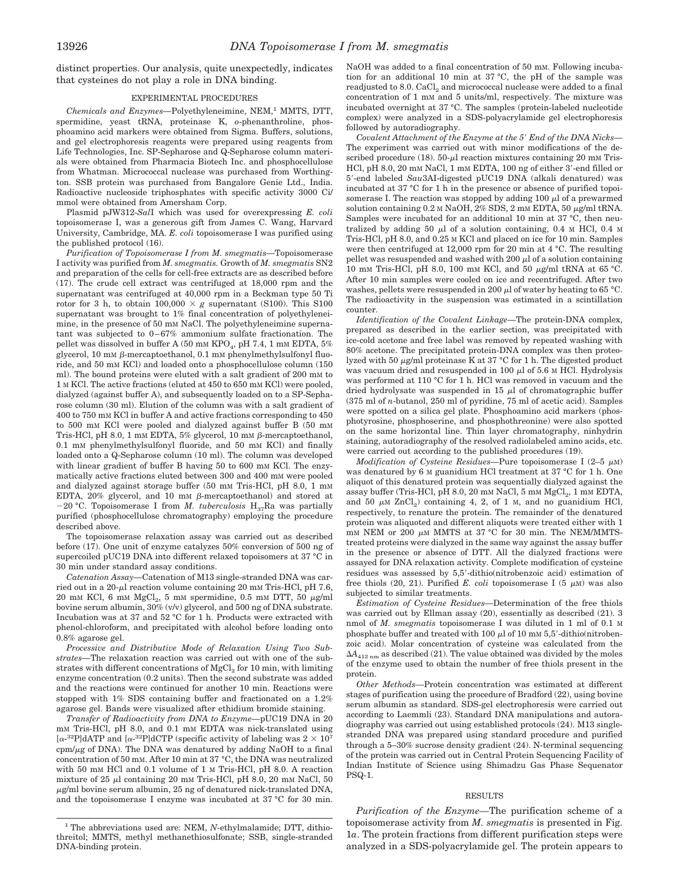distinct properties. Our analysis, quite unexpectedly, indicates that cysteines do not play a role in DNA binding.

## EXPERIMENTAL PROCEDURES

*Chemicals and Enzymes*—Polyethyleneimine, NEM,[1] MMTS, DTT, spermidine, yeast tRNA, proteinase K, *o*-phenanthroline, phosphoamino acid markers were obtained from Sigma. Buffers, solutions, and gel electrophoresis reagents were prepared using reagents from Life Technologies, Inc. SP-Sepharose and Q-Sepharose column materials were obtained from Pharmacia Biotech Inc. and phosphocellulose from Whatman. Micrococcal nuclease was purchased from Worthington. SSB protein was purchased from Bangalore Genie Ltd., India. Radioactive nucleoside triphosphates with specific activity 3000 Ci/mmol were obtained from Amersham Corp.

Plasmid pJW312-*Sal*I which was used for overexpressing *E. coli* topoisomerase I, was a generous gift from James C. Wang, Harvard University, Cambridge, MA. *E. coli* topoisomerase I was purified using the published protocol (16).

*Purification of Topoisomerase I from M. smegmatis*—Topoisomerase I activity was purified from *M. smegmatis.* Growth of *M. smegmatis* SN2 and preparation of the cells for cell-free extracts are as described before (17). The crude cell extract was centrifuged at 18,000 rpm and the supernatant was centrifuged at 40,000 rpm in a Beckman type 50 Ti rotor for 3 h, to obtain 100,000 × *g* supernatant (S100). This S100 supernatant was brought to 1% final concentration of polyethyleneimine, in the presence of 50 mM NaCl. The polyethyleneimine supernatant was subjected to 0–67% ammonium sulfate fractionation. The pellet was dissolved in buffer A (50 mM $KPO_4$, pH 7.4, 1 mM EDTA, 5% glycerol, 10 mM β-mercaptoethanol, 0.1 mM phenylmethylsulfonyl fluoride, and 50 mM KCl) and loaded onto a phosphocellulose column (150 ml). The bound proteins were eluted with a salt gradient of 200 mM to 1 M KCl. The active fractions (eluted at 450 to 650 mM KCl) were pooled, dialyzed (against buffer A), and subsequently loaded on to a SP-Sepharose column (30 ml). Elution of the column was with a salt gradient of 400 to 750 mM KCl in buffer A and active fractions corresponding to 450 to 500 mM KCl were pooled and dialyzed against buffer B (50 mM Tris-HCl, pH 8.0, 1 mM EDTA, 5% glycerol, 10 mM β-mercaptoethanol, 0.1 mM phenylmethylsulfonyl fluoride, and 50 mM KCl) and finally loaded onto a Q-Sepharose column (10 ml). The column was developed with linear gradient of buffer B having 50 to 600 mM KCl. The enzymatically active fractions eluted between 300 and 400 mM were pooled and dialyzed against storage buffer (50 mM Tris-HCl, pH 8.0, 1 mM EDTA, 20% glycerol, and 10 mM β-mercaptoethanol) and stored at −20 °C. Topoisomerase I from *M. tuberculosis* $H_{37}$Ra was partially purified (phosphocellulose chromatography) employing the procedure described above.

The topoisomerase relaxation assay was carried out as described before (17). One unit of enzyme catalyzes 50% conversion of 500 ng of supercoiled pUC19 DNA into different relaxed topoisomers at 37 °C in 30 min under standard assay conditions.

*Catenation Assay*—Catenation of M13 single-stranded DNA was carried out in a 20-μl reaction volume containing 20 mM Tris-HCl, pH 7.6, 20 mM KCl, 6 mM $MgCl_2$, 5 mM spermidine, 0.5 mM DTT, 50 μg/ml bovine serum albumin, 30% (v/v) glycerol, and 500 ng of DNA substrate. Incubation was at 37 and 52 °C for 1 h. Products were extracted with phenol-chloroform, and precipitated with alcohol before loading onto 0.8% agarose gel.

*Processive and Distributive Mode of Relaxation Using Two Substrates*—The relaxation reaction was carried out with one of the substrates with different concentrations of $MgCl_2$ for 10 min, with limiting enzyme concentration (0.2 units). Then the second substrate was added and the reactions were continued for another 10 min. Reactions were stopped with 1% SDS containing buffer and fractionated on a 1.2% agarose gel. Bands were visualized after ethidium bromide staining.

*Transfer of Radioactivity from DNA to Enzyme*—pUC19 DNA in 20 mM Tris-HCl, pH 8.0, and 0.1 mM EDTA was nick-translated using [α-$^{32}$P]dATP and [α-$^{32}$P]dCTP (specific activity of labeling was $2 \times 10^7$ cpm/μg of DNA). The DNA was denatured by adding NaOH to a final concentration of 50 mM. After 10 min at 37 °C, the DNA was neutralized with 50 mM HCl and 0.1 volume of 1 M Tris-HCl, pH 8.0. A reaction mixture of 25 μl containing 20 mM Tris-HCl, pH 8.0, 20 mM NaCl, 50 μg/ml bovine serum albumin, 25 ng of denatured nick-translated DNA, and the topoisomerase I enzyme was incubated at 37 °C for 30 min. NaOH was added to a final concentration of 50 mM. Following incubation for an additional 10 min at 37 °C, the pH of the sample was readjusted to 8.0. $CaCl_2$ and micrococcal nuclease were added to a final concentration of 1 mM and 5 units/ml, respectively. The mixture was incubated overnight at 37 °C. The samples (protein-labeled nucleotide complex) were analyzed in a SDS-polyacrylamide gel electrophoresis followed by autoradiography.

*Covalent Attachment of the Enzyme at the 5′ End of the DNA Nicks*—The experiment was carried out with minor modifications of the described procedure (18). 50-μl reaction mixtures containing 20 mM Tris-HCl, pH 8.0, 20 mM NaCl, 1 mM EDTA, 100 ng of either 3′-end filled or 5′-end labeled *Sau*3AI-digested pUC19 DNA (alkali denatured) was incubated at 37 °C for 1 h in the presence or absence of purified topoisomerase I. The reaction was stopped by adding 100 μl of a prewarmed solution containing 0.2 M NaOH, 2% SDS, 2 mM EDTA, 50 μg/ml tRNA. Samples were incubated for an additional 10 min at 37 °C, then neutralized by adding 50 μl of a solution containing, 0.4 M HCl, 0.4 M Tris-HCl, pH 8.0, and 0.25 M KCl and placed on ice for 10 min. Samples were then centrifuged at 12,000 rpm for 20 min at 4 °C. The resulting pellet was resuspended and washed with 200 μl of a solution containing 10 mM Tris-HCl, pH 8.0, 100 mM KCl, and 50 μg/ml tRNA at 65 °C. After 10 min samples were cooled on ice and recentrifuged. After two washes, pellets were resuspended in 200 μl of water by heating to 65 °C. The radioactivity in the suspension was estimated in a scintillation counter.

*Identification of the Covalent Linkage*—The protein-DNA complex, prepared as described in the earlier section, was precipitated with ice-cold acetone and free label was removed by repeated washing with 80% acetone. The precipitated protein-DNA complex was then proteolyzed with 50 μg/ml proteinase K at 37 °C for 1 h. The digested product was vacuum dried and resuspended in 100 μl of 5.6 M HCl. Hydrolysis was performed at 110 °C for 1 h. HCl was removed in vacuum and the dried hydrolysate was suspended in 15 μl of chromatographic buffer (375 ml of *n*-butanol, 250 ml of pyridine, 75 ml of acetic acid). Samples were spotted on a silica gel plate. Phosphoamino acid markers (phosphotyrosine, phosphoserine, and phosphothreonine) were also spotted on the same horizontal line. Thin layer chromatography, ninhydrin staining, autoradiography of the resolved radiolabeled amino acids, etc. were carried out according to the published procedures (19).

*Modification of Cysteine Residues*—Pure topoisomerase I (2–5 μM) was denatured by 6 M guanidium HCl treatment at 37 °C for 1 h. One aliquot of this denatured protein was sequentially dialyzed against the assay buffer (Tris-HCl, pH 8.0, 20 mM NaCl, 5 mM $MgCl_2$, 1 mM EDTA, and 50 μM $ZnCl_2$) containing 4, 2, of 1 M, and no guanidium HCl, respectively, to renature the protein. The remainder of the denatured protein was aliquoted and different aliquots were treated either with 1 mM NEM or 200 μM MMTS at 37 °C for 30 min. The NEM/MMTS-treated proteins were dialyzed in the same way against the assay buffer in the presence or absence of DTT. All the dialyzed fractions were assayed for DNA relaxation activity. Complete modification of cysteine residues was assessed by 5,5′-dithio(nitrobenzoic acid) estimation of free thiols (20, 21). Purified *E. coli* topoisomerase I (5 μM) was also subjected to similar treatments.

*Estimation of Cysteine Residues*—Determination of the free thiols was carried out by Ellman assay (20), essentially as described (21). 3 nmol of *M. smegmatis* topoisomerase I was diluted in 1 ml of 0.1 M phosphate buffer and treated with 100 μl of 10 mM 5,5′-dithio(nitrobenzoic acid). Molar concentration of cysteine was calculated from the $\Delta A_{412\ nm}$ as described (21). The value obtained was divided by the moles of the enzyme used to obtain the number of free thiols present in the protein.

*Other Methods*—Protein concentration was estimated at different stages of purification using the procedure of Bradford (22), using bovine serum albumin as standard. SDS-gel electrophoresis were carried out according to Laemmli (23). Standard DNA manipulations and autoradiography was carried out using established protocols (24). M13 single-stranded DNA was prepared using standard procedure and purified through a 5–30% sucrose density gradient (24). N-terminal sequencing of the protein was carried out in Central Protein Sequencing Facility of Indian Institute of Science using Shimadzu Gas Phase Sequenator PSQ-1.

## RESULTS

*Purification of the Enzyme*—The purification scheme of a topoisomerase activity from *M. smegmatis* is presented in Fig. 1*a*. The protein fractions from different purification steps were analyzed in a SDS-polyacrylamide gel. The protein appears to

[1] The abbreviations used are: NEM, *N*-ethylmalamide; DTT, dithiothreitol; MMTS, methyl methanethiosulfonate; SSB, single-stranded DNA-binding protein.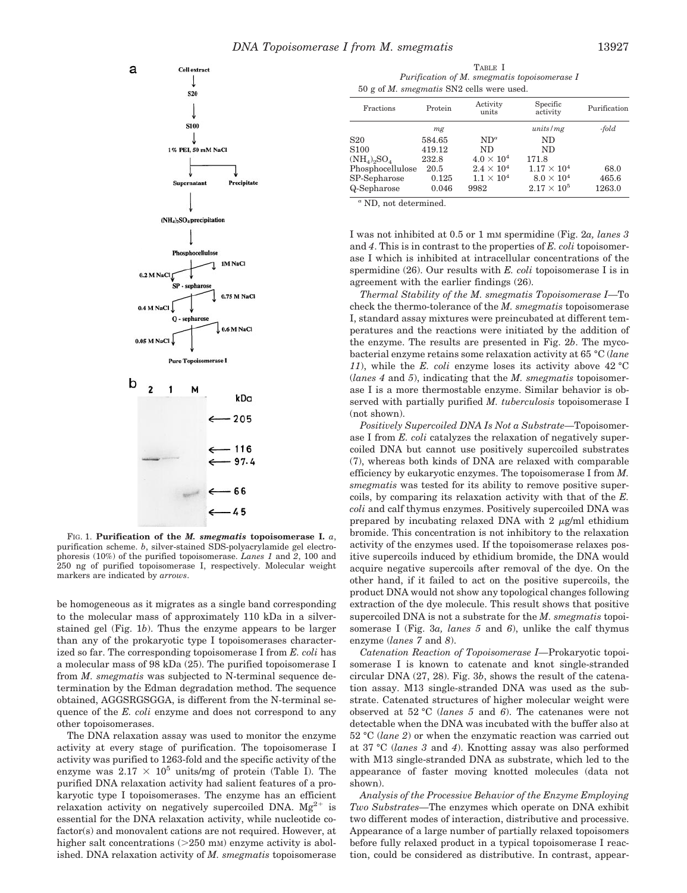FIG. 1. **Purification of the *M. smegmatis* topoisomerase I.** *a*, purification scheme. *b*, silver-stained SDS-polyacrylamide gel electrophoresis (10%) of the purified topoisomerase. *Lanes 1* and *2*, 100 and 250 ng of purified topoisomerase I, respectively. Molecular weight markers are indicated by *arrows*.

be homogeneous as it migrates as a single band corresponding to the molecular mass of approximately 110 kDa in a silver-stained gel (Fig. 1*b*). Thus the enzyme appears to be larger than any of the prokaryotic type I topoisomerases characterized so far. The corresponding topoisomerase I from *E. coli* has a molecular mass of 98 kDa (25). The purified topoisomerase I from *M. smegmatis* was subjected to N-terminal sequence determination by the Edman degradation method. The sequence obtained, AGGSRGSGGA, is different from the N-terminal sequence of the *E. coli* enzyme and does not correspond to any other topoisomerases.

The DNA relaxation assay was used to monitor the enzyme activity at every stage of purification. The topoisomerase I activity was purified to 1263-fold and the specific activity of the enzyme was $2.17 \times 10^5$ units/mg of protein (Table I). The purified DNA relaxation activity had salient features of a prokaryotic type I topoisomerases. The enzyme has an efficient relaxation activity on negatively supercoiled DNA. $Mg^{2+}$ is essential for the DNA relaxation activity, while nucleotide cofactor(s) and monovalent cations are not required. However, at higher salt concentrations (>250 mM) enzyme activity is abolished. DNA relaxation activity of *M. smegmatis* topoisomerase I was not inhibited at 0.5 or 1 mM spermidine (Fig. 2*a, lanes 3* and *4*. This is in contrast to the properties of *E. coli* topoisomerase I which is inhibited at intracellular concentrations of the spermidine (26). Our results with *E. coli* topoisomerase I is in agreement with the earlier findings (26).

TABLE I
*Purification of M. smegmatis topoisomerase I*
50 g of *M. smegmatis* SN2 cells were used.

| Fractions | Protein | Activity units | Specific activity | Purification |
|---|---|---|---|---|
| | *mg* | | *units/mg* | *-fold* |
| S20 | 584.65 | ND[a] | ND | |
| S100 | 419.12 | ND | ND | |
| $(NH_4)_2SO_4$ | 232.8 | $4.0 \times 10^4$ | 171.8 | |
| Phosphocellulose | 20.5 | $2.4 \times 10^4$ | $1.17 \times 10^4$ | 68.0 |
| SP-Sepharose | 0.125 | $1.1 \times 10^4$ | $8.0 \times 10^4$ | 465.6 |
| Q-Sepharose | 0.046 | 9982 | $2.17 \times 10^5$ | 1263.0 |

[a] ND, not determined.

*Thermal Stability of the M. smegmatis Topoisomerase I*—To check the thermo-tolerance of the *M. smegmatis* topoisomerase I, standard assay mixtures were preincubated at different temperatures and the reactions were initiated by the addition of the enzyme. The results are presented in Fig. 2*b*. The mycobacterial enzyme retains some relaxation activity at 65 °C (*lane 11*), while the *E. coli* enzyme loses its activity above 42 °C (*lanes 4* and *5*), indicating that the *M. smegmatis* topoisomerase I is a more thermostable enzyme. Similar behavior is observed with partially purified *M. tuberculosis* topoisomerase I (not shown).

*Positively Supercoiled DNA Is Not a Substrate*—Topoisomerase I from *E. coli* catalyzes the relaxation of negatively supercoiled DNA but cannot use positively supercoiled substrates (7), whereas both kinds of DNA are relaxed with comparable efficiency by eukaryotic enzymes. The topoisomerase I from *M. smegmatis* was tested for its ability to remove positive supercoils, by comparing its relaxation activity with that of the *E. coli* and calf thymus enzymes. Positively supercoiled DNA was prepared by incubating relaxed DNA with 2 μg/ml ethidium bromide. This concentration is not inhibitory to the relaxation activity of the enzymes used. If the topoisomerase relaxes positive supercoils induced by ethidium bromide, the DNA would acquire negative supercoils after removal of the dye. On the other hand, if it failed to act on the positive supercoils, the product DNA would not show any topological changes following extraction of the dye molecule. This result shows that positive supercoiled DNA is not a substrate for the *M. smegmatis* topoisomerase I (Fig. 3*a, lanes 5* and *6*), unlike the calf thymus enzyme (*lanes 7* and *8*).

*Catenation Reaction of Topoisomerase I*—Prokaryotic topoisomerase I is known to catenate and knot single-stranded circular DNA (27, 28). Fig. 3*b*, shows the result of the catenation assay. M13 single-stranded DNA was used as the substrate. Catenated structures of higher molecular weight were observed at 52 °C (*lanes 5* and *6*). The catenanes were not detectable when the DNA was incubated with the buffer also at 52 °C (*lane 2*) or when the enzymatic reaction was carried out at 37 °C (*lanes 3* and *4*). Knotting assay was also performed with M13 single-stranded DNA as substrate, which led to the appearance of faster moving knotted molecules (data not shown).

*Analysis of the Processive Behavior of the Enzyme Employing Two Substrates*—The enzymes which operate on DNA exhibit two different modes of interaction, distributive and processive. Appearance of a large number of partially relaxed topoisomers before fully relaxed product in a typical topoisomerase I reaction, could be considered as distributive. In contrast, appear-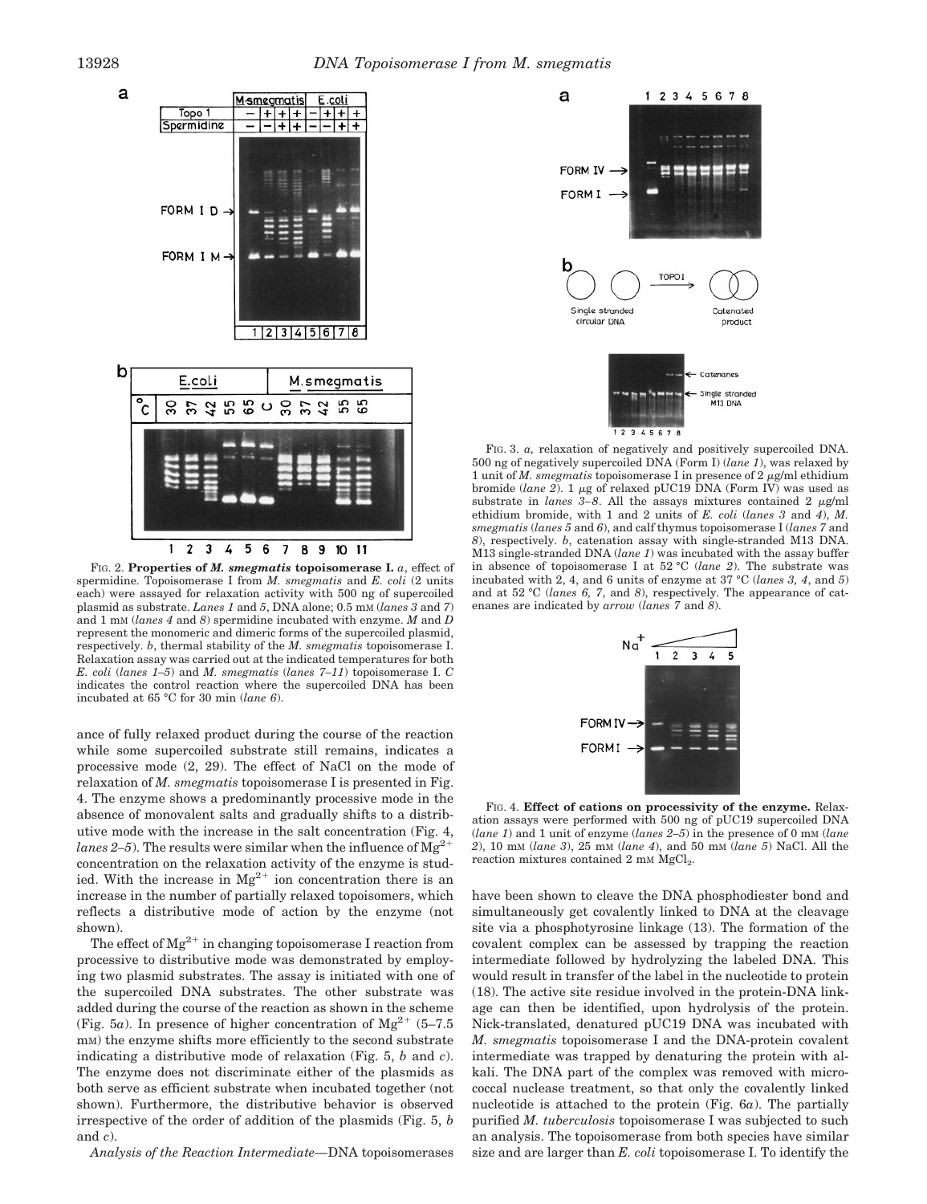FIG. 2. **Properties of *M. smegmatis* topoisomerase I.** *a*, effect of spermidine. Topoisomerase I from *M. smegmatis* and *E. coli* (2 units each) were assayed for relaxation activity with 500 ng of supercoiled plasmid as substrate. *Lanes 1* and *5*, DNA alone; 0.5 mM (*lanes 3* and *7*) and 1 mM (*lanes 4* and *8*) spermidine incubated with enzyme. *M* and *D* represent the monomeric and dimeric forms of the supercoiled plasmid, respectively. *b*, thermal stability of the *M. smegmatis* topoisomerase I. Relaxation assay was carried out at the indicated temperatures for both *E. coli* (*lanes 1–5*) and *M. smegmatis* (*lanes 7–11*) topoisomerase I. *C* indicates the control reaction where the supercoiled DNA has been incubated at 65 °C for 30 min (*lane 6*).

FIG. 3. *a,* relaxation of negatively and positively supercoiled DNA. 500 ng of negatively supercoiled DNA (Form I) (*lane 1*), was relaxed by 1 unit of *M. smegmatis* topoisomerase I in presence of 2 μg/ml ethidium bromide (*lane 2*). 1 μg of relaxed pUC19 DNA (Form IV) was used as substrate in *lanes 3–8*. All the assays mixtures contained 2 μg/ml ethidium bromide, with 1 and 2 units of *E. coli* (*lanes 3* and *4*), *M. smegmatis* (*lanes 5* and *6*), and calf thymus topoisomerase I (*lanes 7* and *8*), respectively. *b*, catenation assay with single-stranded M13 DNA. M13 single-stranded DNA (*lane 1*) was incubated with the assay buffer in absence of topoisomerase I at 52 °C (*lane 2*). The substrate was incubated with 2, 4, and 6 units of enzyme at 37 °C (*lanes 3, 4*, and *5*) and at 52 °C (*lanes 6, 7*, and *8*), respectively. The appearance of catenanes are indicated by *arrow* (*lanes 7* and *8*).

FIG. 4. **Effect of cations on processivity of the enzyme.** Relaxation assays were performed with 500 ng of pUC19 supercoiled DNA (*lane 1*) and 1 unit of enzyme (*lanes 2–5*) in the presence of 0 mM (*lane 2*), 10 mM (*lane 3*), 25 mM (*lane 4*), and 50 mM (*lane 5*) NaCl. All the reaction mixtures contained 2 mM $MgCl_2$.

ance of fully relaxed product during the course of the reaction while some supercoiled substrate still remains, indicates a processive mode (2, 29). The effect of NaCl on the mode of relaxation of *M. smegmatis* topoisomerase I is presented in Fig. 4. The enzyme shows a predominantly processive mode in the absence of monovalent salts and gradually shifts to a distributive mode with the increase in the salt concentration (Fig. 4, *lanes 2–5*). The results were similar when the influence of $Mg^{2+}$ concentration on the relaxation activity of the enzyme is studied. With the increase in $Mg^{2+}$ ion concentration there is an increase in the number of partially relaxed topoisomers, which reflects a distributive mode of action by the enzyme (not shown).

The effect of $Mg^{2+}$ in changing topoisomerase I reaction from processive to distributive mode was demonstrated by employing two plasmid substrates. The assay is initiated with one of the supercoiled DNA substrates. The other substrate was added during the course of the reaction as shown in the scheme (Fig. 5*a*). In presence of higher concentration of $Mg^{2+}$ (5–7.5 mM) the enzyme shifts more efficiently to the second substrate indicating a distributive mode of relaxation (Fig. 5, *b* and *c*). The enzyme does not discriminate either of the plasmids as both serve as efficient substrate when incubated together (not shown). Furthermore, the distributive behavior is observed irrespective of the order of addition of the plasmids (Fig. 5, *b* and *c*).

*Analysis of the Reaction Intermediate*—DNA topoisomerases have been shown to cleave the DNA phosphodiester bond and simultaneously get covalently linked to DNA at the cleavage site via a phosphotyrosine linkage (13). The formation of the covalent complex can be assessed by trapping the reaction intermediate followed by hydrolyzing the labeled DNA. This would result in transfer of the label in the nucleotide to protein (18). The active site residue involved in the protein-DNA linkage can then be identified, upon hydrolysis of the protein. Nick-translated, denatured pUC19 DNA was incubated with *M. smegmatis* topoisomerase I and the DNA-protein covalent intermediate was trapped by denaturing the protein with alkali. The DNA part of the complex was removed with micrococcal nuclease treatment, so that only the covalently linked nucleotide is attached to the protein (Fig. 6*a*). The partially purified *M. tuberculosis* topoisomerase I was subjected to such an analysis. The topoisomerase from both species have similar size and are larger than *E. coli* topoisomerase I. To identify the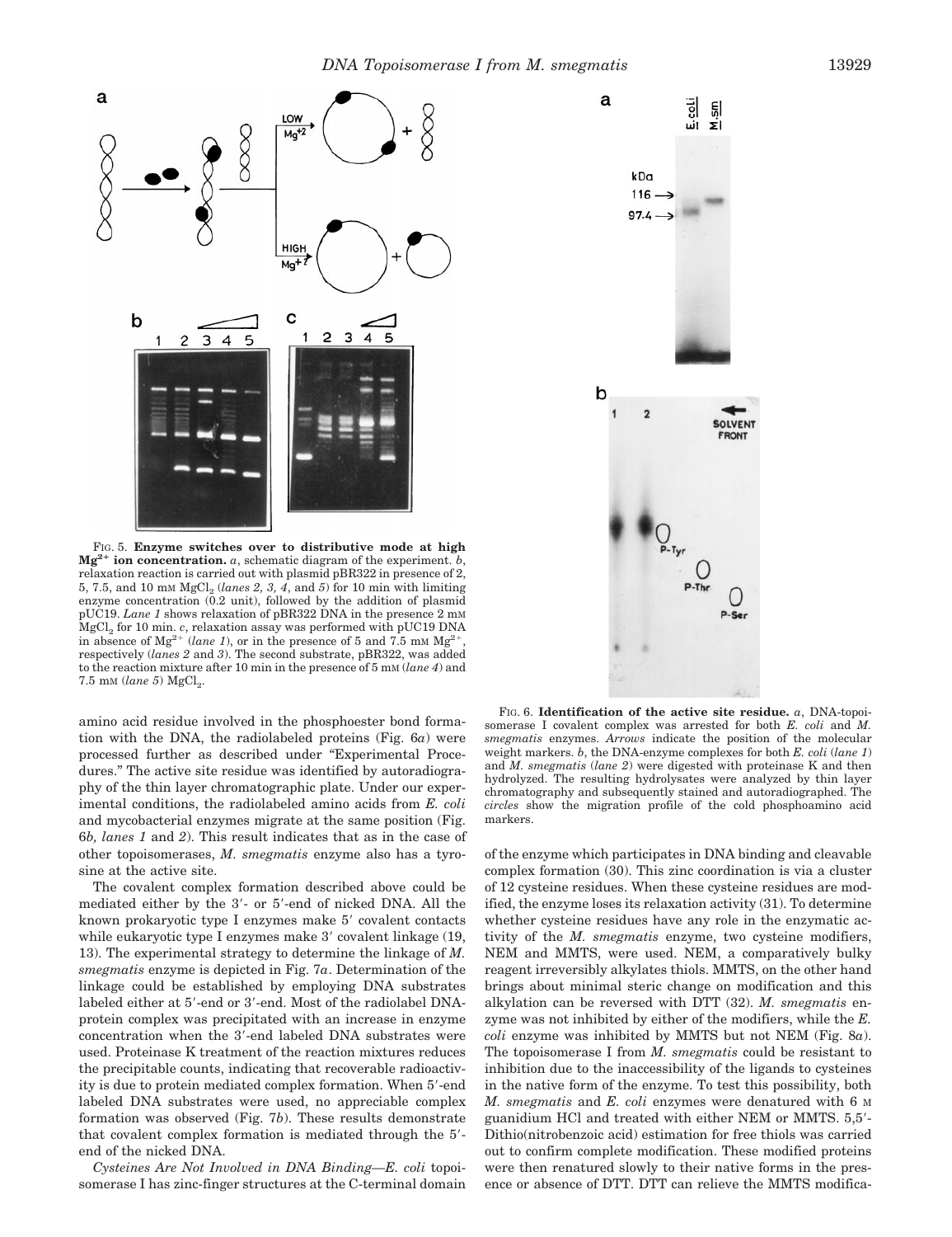FIG. 5. **Enzyme switches over to distributive mode at high $Mg^{2+}$ ion concentration.** *a*, schematic diagram of the experiment. *b*, relaxation reaction is carried out with plasmid pBR322 in presence of 2, 5, 7.5, and 10 mM $MgCl_2$ (*lanes 2, 3, 4,* and *5*) for 10 min with limiting enzyme concentration (0.2 unit), followed by the addition of plasmid pUC19. *Lane 1* shows relaxation of pBR322 DNA in the presence 2 mM $MgCl_2$ for 10 min. *c*, relaxation assay was performed with pUC19 DNA in absence of $Mg^{2+}$ (*lane 1*), or in the presence of 5 and 7.5 mM $Mg^{2+}$, respectively (*lanes 2* and *3*). The second substrate, pBR322, was added to the reaction mixture after 10 min in the presence of 5 mM (*lane 4*) and 7.5 mM (*lane 5*) $MgCl_2$.

FIG. 6. **Identification of the active site residue.** *a*, DNA-topoisomerase I covalent complex was arrested for both *E. coli* and *M. smegmatis* enzymes. *Arrows* indicate the position of the molecular weight markers. *b*, the DNA-enzyme complexes for both *E. coli* (*lane 1*) and *M. smegmatis* (*lane 2*) were digested with proteinase K and then hydrolyzed. The resulting hydrolysates were analyzed by thin layer chromatography and subsequently stained and autoradiographed. The *circles* show the migration profile of the cold phosphoamino acid markers.

amino acid residue involved in the phosphoester bond formation with the DNA, the radiolabeled proteins (Fig. 6*a*) were processed further as described under "Experimental Procedures." The active site residue was identified by autoradiography of the thin layer chromatographic plate. Under our experimental conditions, the radiolabeled amino acids from *E. coli* and mycobacterial enzymes migrate at the same position (Fig. 6*b, lanes 1* and *2*). This result indicates that as in the case of other topoisomerases, *M. smegmatis* enzyme also has a tyrosine at the active site.

The covalent complex formation described above could be mediated either by the 3′- or 5′-end of nicked DNA. All the known prokaryotic type I enzymes make 5′ covalent contacts while eukaryotic type I enzymes make 3′ covalent linkage (19, 13). The experimental strategy to determine the linkage of *M. smegmatis* enzyme is depicted in Fig. 7*a*. Determination of the linkage could be established by employing DNA substrates labeled either at 5′-end or 3′-end. Most of the radiolabel DNA-protein complex was precipitated with an increase in enzyme concentration when the 3′-end labeled DNA substrates were used. Proteinase K treatment of the reaction mixtures reduces the precipitable counts, indicating that recoverable radioactivity is due to protein mediated complex formation. When 5′-end labeled DNA substrates were used, no appreciable complex formation was observed (Fig. 7*b*). These results demonstrate that covalent complex formation is mediated through the 5′-end of the nicked DNA.

*Cysteines Are Not Involved in DNA Binding*—*E. coli* topoisomerase I has zinc-finger structures at the C-terminal domain of the enzyme which participates in DNA binding and cleavable complex formation (30). This zinc coordination is via a cluster of 12 cysteine residues. When these cysteine residues are modified, the enzyme loses its relaxation activity (31). To determine whether cysteine residues have any role in the enzymatic activity of the *M. smegmatis* enzyme, two cysteine modifiers, NEM and MMTS, were used. NEM, a comparatively bulky reagent irreversibly alkylates thiols. MMTS, on the other hand brings about minimal steric change on modification and this alkylation can be reversed with DTT (32). *M. smegmatis* enzyme was not inhibited by either of the modifiers, while the *E. coli* enzyme was inhibited by MMTS but not NEM (Fig. 8*a*). The topoisomerase I from *M. smegmatis* could be resistant to inhibition due to the inaccessibility of the ligands to cysteines in the native form of the enzyme. To test this possibility, both *M. smegmatis* and *E. coli* enzymes were denatured with 6 M guanidium HCl and treated with either NEM or MMTS. 5,5′-Dithio(nitrobenzoic acid) estimation for free thiols was carried out to confirm complete modification. These modified proteins were then renatured slowly to their native forms in the presence or absence of DTT. DTT can relieve the MMTS modifica-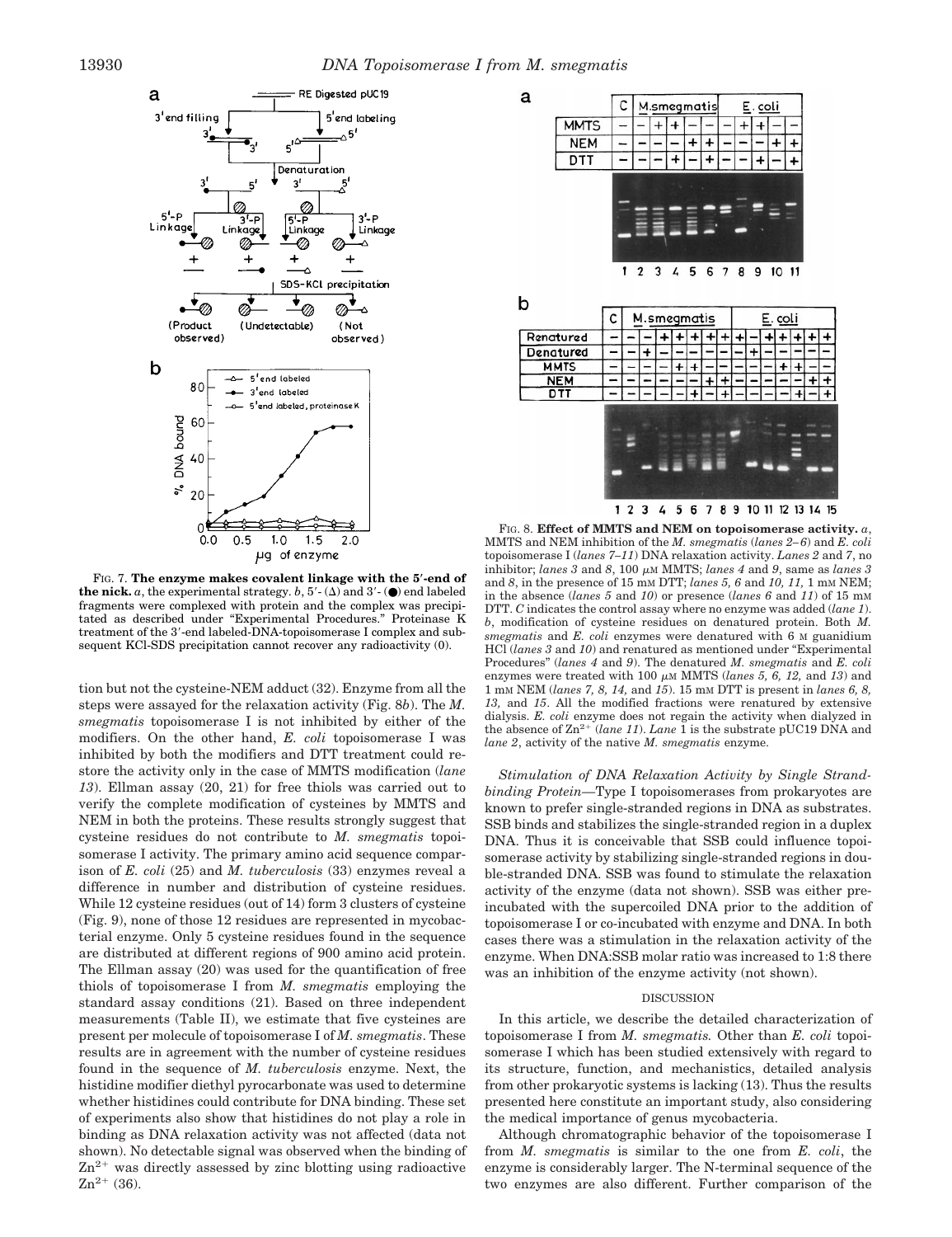FIG. 7. **The enzyme makes covalent linkage with the 5′-end of the nick.** *a*, the experimental strategy. *b*, 5′- (Δ) and 3′- (●) end labeled fragments were complexed with protein and the complex was precipitated as described under "Experimental Procedures." Proteinase K treatment of the 3′-end labeled-DNA-topoisomerase I complex and subsequent KCl-SDS precipitation cannot recover any radioactivity (○).

tion but not the cysteine-NEM adduct (32). Enzyme from all the steps were assayed for the relaxation activity (Fig. 8*b*). The *M. smegmatis* topoisomerase I is not inhibited by either of the modifiers. On the other hand, *E. coli* topoisomerase I was inhibited by both the modifiers and DTT treatment could restore the activity only in the case of MMTS modification (*lane 13*). Ellman assay (20, 21) for free thiols was carried out to verify the complete modification of cysteines by MMTS and NEM in both the proteins. These results strongly suggest that cysteine residues do not contribute to *M. smegmatis* topoisomerase I activity. The primary amino acid sequence comparison of *E. coli* (25) and *M. tuberculosis* (33) enzymes reveal a difference in number and distribution of cysteine residues. While 12 cysteine residues (out of 14) form 3 clusters of cysteine (Fig. 9), none of those 12 residues are represented in mycobacterial enzyme. Only 5 cysteine residues found in the sequence are distributed at different regions of 900 amino acid protein. The Ellman assay (20) was used for the quantification of free thiols of topoisomerase I from *M. smegmatis* employing the standard assay conditions (21). Based on three independent measurements (Table II), we estimate that five cysteines are present per molecule of topoisomerase I of *M. smegmatis*. These results are in agreement with the number of cysteine residues found in the sequence of *M. tuberculosis* enzyme. Next, the histidine modifier diethyl pyrocarbonate was used to determine whether histidines could contribute for DNA binding. These set of experiments also show that histidines do not play a role in binding as DNA relaxation activity was not affected (data not shown). No detectable signal was observed when the binding of $Zn^{2+}$ was directly assessed by zinc blotting using radioactive $Zn^{2+}$ (36).

FIG. 8. **Effect of MMTS and NEM on topoisomerase activity.** *a*, MMTS and NEM inhibition of the *M. smegmatis* (*lanes 2–6*) and *E. coli* topoisomerase I (*lanes 7–11*) DNA relaxation activity. *Lanes 2* and *7*, no inhibitor; *lanes 3* and *8*, 100 μM MMTS; *lanes 4* and *9*, same as *lanes 3* and *8*, in the presence of 15 mM DTT; *lanes 5, 6* and *10, 11*, 1 mM NEM; in the absence (*lanes 5* and *10*) or presence (*lanes 6* and *11*) of 15 mM DTT. *C* indicates the control assay where no enzyme was added (*lane 1*). *b*, modification of cysteine residues on denatured protein. Both *M. smegmatis* and *E. coli* enzymes were denatured with 6 M guanidium HCl (*lanes 3* and *10*) and renatured as mentioned under "Experimental Procedures" (*lanes 4* and *9*). The denatured *M. smegmatis* and *E. coli* enzymes were treated with 100 μM MMTS (*lanes 5, 6, 12,* and *13*) and 1 mM NEM (*lanes 7, 8, 14,* and *15*). 15 mM DTT is present in *lanes 6, 8, 13,* and *15*. All the modified fractions were renatured by extensive dialysis. *E. coli* enzyme does not regain the activity when dialyzed in the absence of $Zn^{2+}$ (*lane 11*). *Lane 1* is the substrate pUC19 DNA and *lane 2*, activity of the native *M. smegmatis* enzyme.

*Stimulation of DNA Relaxation Activity by Single Strand-binding Protein*—Type I topoisomerases from prokaryotes are known to prefer single-stranded regions in DNA as substrates. SSB binds and stabilizes the single-stranded region in a duplex DNA. Thus it is conceivable that SSB could influence topoisomerase activity by stabilizing single-stranded regions in double-stranded DNA. SSB was found to stimulate the relaxation activity of the enzyme (data not shown). SSB was either preincubated with the supercoiled DNA prior to the addition of topoisomerase I or co-incubated with enzyme and DNA. In both cases there was a stimulation in the relaxation activity of the enzyme. When DNA:SSB molar ratio was increased to 1:8 there was an inhibition of the enzyme activity (not shown).

## DISCUSSION

In this article, we describe the detailed characterization of topoisomerase I from *M. smegmatis*. Other than *E. coli* topoisomerase I which has been studied extensively with regard to its structure, function, and mechanistics, detailed analysis from other prokaryotic systems is lacking (13). Thus the results presented here constitute an important study, also considering the medical importance of genus mycobacteria.

Although chromatographic behavior of the topoisomerase I from *M. smegmatis* is similar to the one from *E. coli*, the enzyme is considerably larger. The N-terminal sequence of the two enzymes are also different. Further comparison of the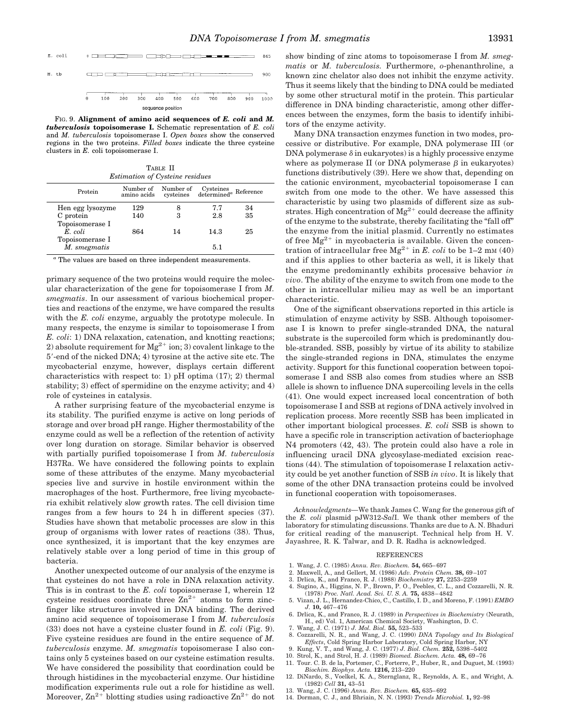FIG. 9. **Alignment of amino acid sequences of *E. coli* and *M. tuberculosis* topoisomerase I.** Schematic representation of *E. coli* and *M. tuberculosis* topoisomerase I. *Open boxes* show the conserved regions in the two proteins. *Filled boxes* indicate the three cysteine clusters in *E.* coli topoisomerase I.

TABLE II
*Estimation of Cysteine residues*

| Protein | Number of amino acids | Number of cysteines | Cysteines determined[a] | Reference |
|---|---|---|---|---|
| Hen egg lysozyme | 129 | 8 | 7.7 | 34 |
| C protein | 140 | 3 | 2.8 | 35 |
| Topoisomerase I *E. coli* | 864 | 14 | 14.3 | 25 |
| Topoisomerase I *M. smegmatis* | | | 5.1 | |

[a] The values are based on three independent measurements.

primary sequence of the two proteins would require the molecular characterization of the gene for topoisomerase I from *M. smegmatis*. In our assessment of various biochemical properties and reactions of the enzyme, we have compared the results with the *E. coli* enzyme, arguably the prototype molecule. In many respects, the enzyme is similar to topoisomerase I from *E. coli*: 1) DNA relaxation, catenation, and knotting reactions; 2) absolute requirement for $Mg^{2+}$ ion; 3) covalent linkage to the 5′-end of the nicked DNA; 4) tyrosine at the active site etc. The mycobacterial enzyme, however, displays certain different characteristics with respect to: 1) pH optima (17); 2) thermal stability; 3) effect of spermidine on the enzyme activity; and 4) role of cysteines in catalysis.

A rather surprising feature of the mycobacterial enzyme is its stability. The purified enzyme is active on long periods of storage and over broad pH range. Higher thermostability of the enzyme could as well be a reflection of the retention of activity over long duration on storage. Similar behavior is observed with partially purified topoisomerase I from *M. tuberculosis* H37Ra. We have considered the following points to explain some of these attributes of the enzyme. Many mycobacterial species live and survive in hostile environment within the macrophages of the host. Furthermore, free living mycobacteria exhibit relatively slow growth rates. The cell division time ranges from a few hours to 24 h in different species (37). Studies have shown that metabolic processes are slow in this group of organisms with lower rates of reactions (38). Thus, once synthesized, it is important that the key enzymes are relatively stable over a long period of time in this group of bacteria.

Another unexpected outcome of our analysis of the enzyme is that cysteines do not have a role in DNA relaxation activity. This is in contrast to the *E. coli* topoisomerase I, wherein 12 cysteine residues coordinate three $Zn^{2+}$ atoms to form zinc-finger like structures involved in DNA binding. The derived amino acid sequence of topoisomerase I from *M. tuberculosis* (33) does not have a cysteine cluster found in *E. coli* (Fig. 9). Five cysteine residues are found in the entire sequence of *M. tuberculosis* enzyme. *M. smegmatis* topoisomerase I also contains only 5 cysteines based on our cysteine estimation results. We have considered the possibility that coordination could be through histidines in the mycobacterial enzyme. Our histidine modification experiments rule out a role for histidine as well. Moreover, $Zn^{2+}$ blotting studies using radioactive $Zn^{2+}$ do not show binding of zinc atoms to topoisomerase I from *M. smegmatis* or *M. tuberculosis*. Furthermore, *o*-phenanthroline, a known zinc chelator also does not inhibit the enzyme activity. Thus it seems likely that the binding to DNA could be mediated by some other structural motif in the protein. This particular difference in DNA binding characteristic, among other differences between the enzymes, form the basis to identify inhibitors of the enzyme activity.

Many DNA transaction enzymes function in two modes, processive or distributive. For example, DNA polymerase III (or DNA polymerase $\delta$ in eukaryotes) is a highly processive enzyme where as polymerase II (or DNA polymerase $\beta$ in eukaryotes) functions distributively (39). Here we show that, depending on the cationic environment, mycobacterial topoisomerase I can switch from one mode to the other. We have assessed this characteristic by using two plasmids of different size as substrates. High concentration of $Mg^{2+}$ could decrease the affinity of the enzyme to the substrate, thereby facilitating the "fall off" the enzyme from the initial plasmid. Currently no estimates of free $Mg^{2+}$ in mycobacteria is available. Given the concentration of intracellular free $Mg^{2+}$ in *E. coli* to be 1–2 mM (40) and if this applies to other bacteria as well, it is likely that the enzyme predominantly exhibits processive behavior *in vivo*. The ability of the enzyme to switch from one mode to the other in intracellular milieu may as well be an important characteristic.

One of the significant observations reported in this article is stimulation of enzyme activity by SSB. Although topoisomerase I is known to prefer single-stranded DNA, the natural substrate is the supercoiled form which is predominantly double-stranded. SSB, possibly by virtue of its ability to stabilize the single-stranded regions in DNA, stimulates the enzyme activity. Support for this functional cooperation between topoisomerase I and SSB also comes from studies where an SSB allele is shown to influence DNA supercoiling levels in the cells (41). One would expect increased local concentration of both topoisomerase I and SSB at regions of DNA actively involved in replication process. More recently SSB has been implicated in other important biological processes. *E. coli* SSB is shown to have a specific role in transcription activation of bacteriophage N4 promoters (42, 43). The protein could also have a role in influencing uracil DNA glycosylase-mediated excision reactions (44). The stimulation of topoisomerase I relaxation activity could be yet another function of SSB *in vivo*. It is likely that some of the other DNA transaction proteins could be involved in functional cooperation with topoisomerases.

*Acknowledgments*—We thank James C. Wang for the generous gift of the *E. coli* plasmid pJW312-*Sal*I. We thank other members of the laboratory for stimulating discussions. Thanks are due to A. N. Bhaduri for critical reading of the manuscript. Technical help from H. V. Jayashree, R. K. Talwar, and D. R. Radha is acknowledged.

## REFERENCES

1. Wang, J. C. (1985) *Annu. Rev. Biochem.* **54,** 665–697
2. Maxwell, A., and Gellert, M. (1986) *Adv. Protein Chem.* **38,** 69–107
3. Drlica, K., and Franco, R. J. (1988) *Biochemistry* **27,** 2253–2259
4. Sugino, A., Higgins, N. P., Brown, P. O., Peebles, C. L., and Cozzarelli, N. R. (1978) *Proc. Natl. Acad. Sci. U. S. A.* **75,** 4838–4842
5. Vizan, J. L., Hernandez-Chico, C., Castillo, I. D., and Moreno, F. (1991) *EMBO J.* **10,** 467–476
6. Drlica, K., and Franco, R. J. (1989) in *Perspectives in Biochemistry* (Neurath, H., ed) Vol. 1, American Chemical Society, Washington, D. C.
7. Wang, J. C. (1971) *J. Mol. Biol.* **55,** 523–533
8. Cozzarelli, N. R., and Wang, J. C. (1990) *DNA Topology and Its Biological Effects*, Cold Spring Harbor Laboratory, Cold Spring Harbor, NY
9. Kung, V. T., and Wang, J. C. (1977) *J. Biol. Chem.* **252,** 5398–5402
10. Strol, K., and Strol, H. J. (1989) *Biomed. Biochem. Acta.* **48,** 69–76
11. Tour. C. B. de la, Portemer, C., Forterre, P., Huber, R., and Duguet, M. (1993) *Biochim. Biophys. Acta.* **1216,** 213–220
12. DiNardo, S., Voelkel, K. A., Sternglanz, R., Reynolds, A. E., and Wright, A. (1982) *Cell* **31,** 43–51
13. Wang, J. C. (1996) *Annu. Rev. Biochem.* **65,** 635–692
14. Dorman, C. J., and Bhriain, N. N. (1993) *Trends Microbiol.* **1,** 92–98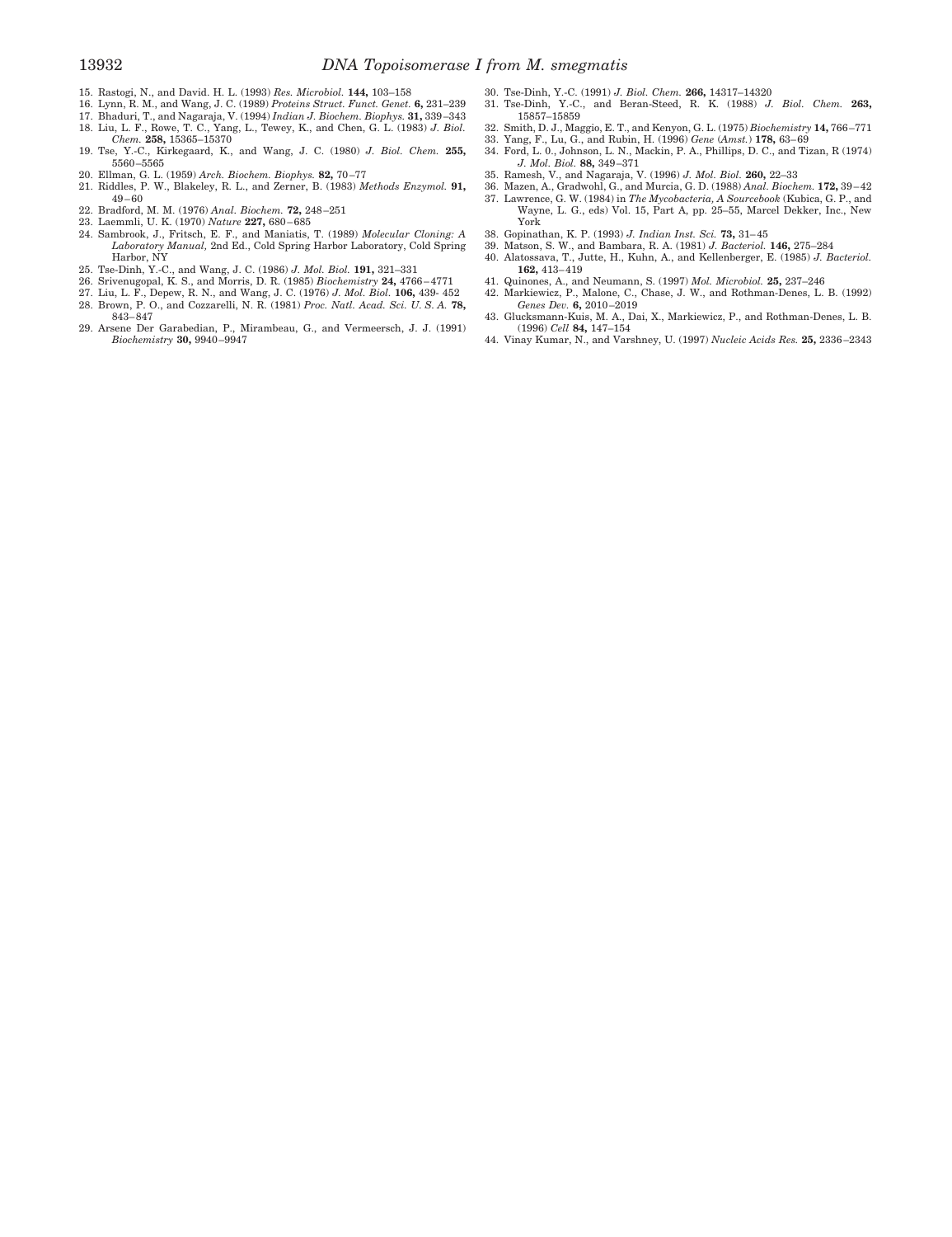15. Rastogi, N., and David. H. L. (1993) *Res. Microbiol.* **144,** 103–158
16. Lynn, R. M., and Wang, J. C. (1989) *Proteins Struct. Funct. Genet.* **6,** 231–239
17. Bhaduri, T., and Nagaraja, V. (1994) *Indian J. Biochem. Biophys.* **31,** 339–343
18. Liu, L. F., Rowe, T. C., Yang, L., Tewey, K., and Chen, G. L. (1983) *J. Biol. Chem.* **258,** 15365–15370
19. Tse, Y.-C., Kirkegaard, K., and Wang, J. C. (1980) *J. Biol. Chem.* **255,** 5560–5565
20. Ellman, G. L. (1959) *Arch. Biochem. Biophys.* **82,** 70–77
21. Riddles, P. W., Blakeley, R. L., and Zerner, B. (1983) *Methods Enzymol.* **91,** 49–60
22. Bradford, M. M. (1976) *Anal. Biochem.* **72,** 248–251
23. Laemmli, U. K. (1970) *Nature* **227,** 680–685
24. Sambrook, J., Fritsch, E. F., and Maniatis, T. (1989) *Molecular Cloning: A Laboratory Manual,* 2nd Ed., Cold Spring Harbor Laboratory, Cold Spring Harbor, NY
25. Tse-Dinh, Y.-C., and Wang, J. C. (1986) *J. Mol. Biol.* **191,** 321–331
26. Srivenugopal, K. S., and Morris, D. R. (1985) *Biochemistry* **24,** 4766–4771
27. Liu, L. F., Depew, R. N., and Wang, J. C. (1976) *J. Mol. Biol.* **106,** 439- 452
28. Brown, P. O., and Cozzarelli, N. R. (1981) *Proc. Natl. Acad. Sci. U. S. A.* **78,** 843–847
29. Arsene Der Garabedian, P., Mirambeau, G., and Vermeersch, J. J. (1991) *Biochemistry* **30,** 9940–9947
30. Tse-Dinh, Y.-C. (1991) *J. Biol. Chem.* **266,** 14317–14320
31. Tse-Dinh, Y.-C., and Beran-Steed, R. K. (1988) *J. Biol. Chem.* **263,** 15857–15859
32. Smith, D. J., Maggio, E. T., and Kenyon, G. L. (1975) *Biochemistry* **14,** 766–771
33. Yang, F., Lu, G., and Rubin, H. (1996) *Gene* (*Amst.*) **178,** 63–69
34. Ford, L. 0., Johnson, L. N., Mackin, P. A., Phillips, D. C., and Tizan, R (1974) *J. Mol. Biol.* **88,** 349–371
35. Ramesh, V., and Nagaraja, V. (1996) *J. Mol. Biol.* **260,** 22–33
36. Mazen, A., Gradwohl, G., and Murcia, G. D. (1988) *Anal. Biochem.* **172,** 39–42
37. Lawrence, G. W. (1984) in *The Mycobacteria, A Sourcebook* (Kubica, G. P., and Wayne, L. G., eds) Vol. 15, Part A, pp. 25–55, Marcel Dekker, Inc., New York
38. Gopinathan, K. P. (1993) *J. Indian Inst. Sci.* **73,** 31–45
39. Matson, S. W., and Bambara, R. A. (1981) *J. Bacteriol.* **146,** 275–284
40. Alatossava, T., Jutte, H., Kuhn, A., and Kellenberger, E. (1985) *J. Bacteriol.* **162,** 413–419
41. Quinones, A., and Neumann, S. (1997) *Mol. Microbiol.* **25,** 237–246
42. Markiewicz, P., Malone, C., Chase, J. W., and Rothman-Denes, L. B. (1992) *Genes Dev.* **6,** 2010–2019
43. Glucksmann-Kuis, M. A., Dai, X., Markiewicz, P., and Rothman-Denes, L. B. (1996) *Cell* **84,** 147–154
44. Vinay Kumar, N., and Varshney, U. (1997) *Nucleic Acids Res.* **25,** 2336–2343